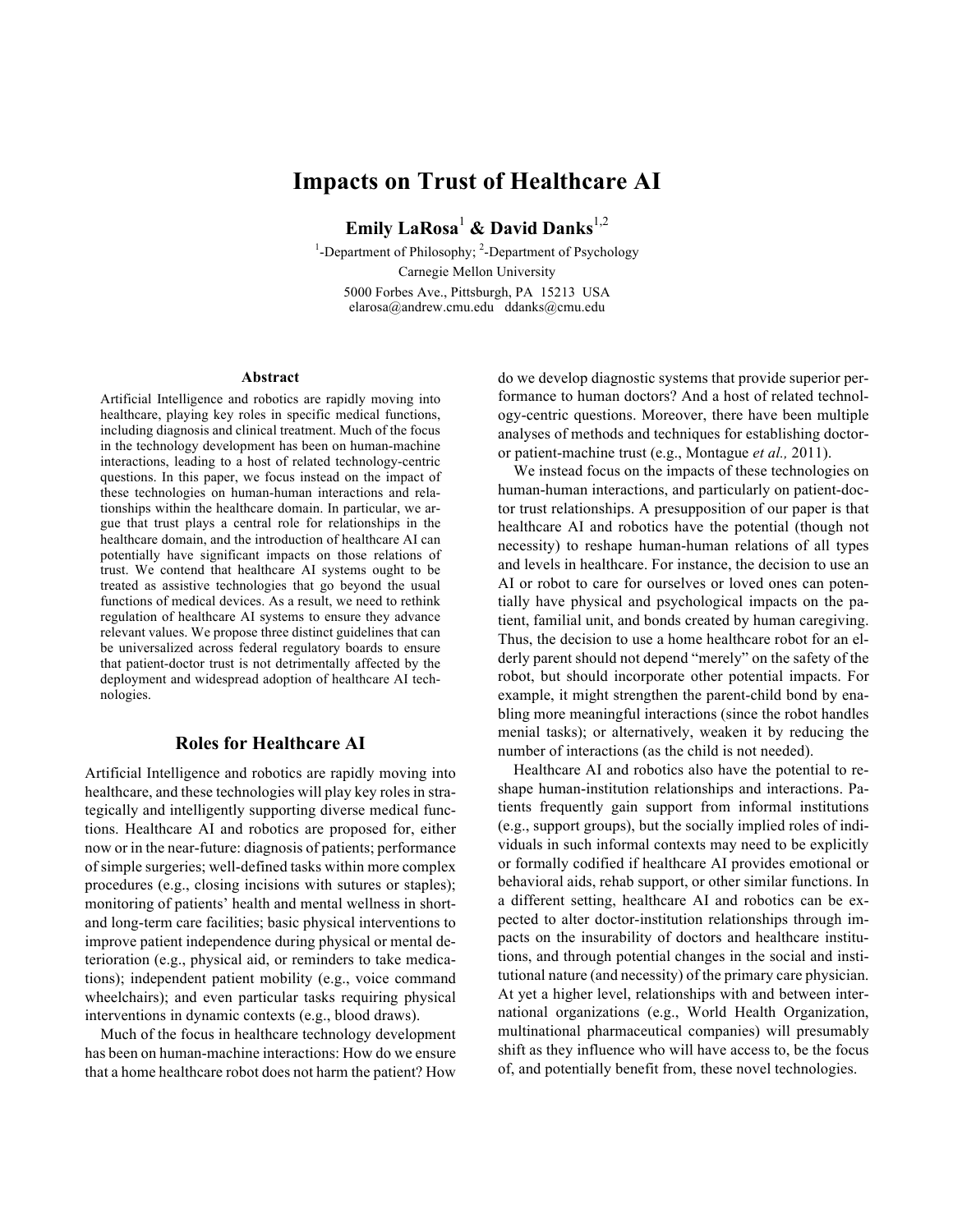# Impacts on Trust of Healthcare AI

**Emily LaRosa[1] & David Danks[1,2]**

[1]-Department of Philosophy; [2]-Department of Psychology
Carnegie Mellon University
5000 Forbes Ave., Pittsburgh, PA 15213 USA
elarosa@andrew.cmu.edu ddanks@cmu.edu

### Abstract

Artificial Intelligence and robotics are rapidly moving into healthcare, playing key roles in specific medical functions, including diagnosis and clinical treatment. Much of the focus in the technology development has been on human-machine interactions, leading to a host of related technology-centric questions. In this paper, we focus instead on the impact of these technologies on human-human interactions and relationships within the healthcare domain. In particular, we argue that trust plays a central role for relationships in the healthcare domain, and the introduction of healthcare AI can potentially have significant impacts on those relations of trust. We contend that healthcare AI systems ought to be treated as assistive technologies that go beyond the usual functions of medical devices. As a result, we need to rethink regulation of healthcare AI systems to ensure they advance relevant values. We propose three distinct guidelines that can be universalized across federal regulatory boards to ensure that patient-doctor trust is not detrimentally affected by the deployment and widespread adoption of healthcare AI technologies.

## Roles for Healthcare AI

Artificial Intelligence and robotics are rapidly moving into healthcare, and these technologies will play key roles in strategically and intelligently supporting diverse medical functions. Healthcare AI and robotics are proposed for, either now or in the near-future: diagnosis of patients; performance of simple surgeries; well-defined tasks within more complex procedures (e.g., closing incisions with sutures or staples); monitoring of patients' health and mental wellness in short- and long-term care facilities; basic physical interventions to improve patient independence during physical or mental deterioration (e.g., physical aid, or reminders to take medications); independent patient mobility (e.g., voice command wheelchairs); and even particular tasks requiring physical interventions in dynamic contexts (e.g., blood draws).

Much of the focus in healthcare technology development has been on human-machine interactions: How do we ensure that a home healthcare robot does not harm the patient? How do we develop diagnostic systems that provide superior performance to human doctors? And a host of related technology-centric questions. Moreover, there have been multiple analyses of methods and techniques for establishing doctor- or patient-machine trust (e.g., Montague *et al.,* 2011).

We instead focus on the impacts of these technologies on human-human interactions, and particularly on patient-doctor trust relationships. A presupposition of our paper is that healthcare AI and robotics have the potential (though not necessity) to reshape human-human relations of all types and levels in healthcare. For instance, the decision to use an AI or robot to care for ourselves or loved ones can potentially have physical and psychological impacts on the patient, familial unit, and bonds created by human caregiving. Thus, the decision to use a home healthcare robot for an elderly parent should not depend "merely" on the safety of the robot, but should incorporate other potential impacts. For example, it might strengthen the parent-child bond by enabling more meaningful interactions (since the robot handles menial tasks); or alternatively, weaken it by reducing the number of interactions (as the child is not needed).

Healthcare AI and robotics also have the potential to reshape human-institution relationships and interactions. Patients frequently gain support from informal institutions (e.g., support groups), but the socially implied roles of individuals in such informal contexts may need to be explicitly or formally codified if healthcare AI provides emotional or behavioral aids, rehab support, or other similar functions. In a different setting, healthcare AI and robotics can be expected to alter doctor-institution relationships through impacts on the insurability of doctors and healthcare institutions, and through potential changes in the social and institutional nature (and necessity) of the primary care physician. At yet a higher level, relationships with and between international organizations (e.g., World Health Organization, multinational pharmaceutical companies) will presumably shift as they influence who will have access to, be the focus of, and potentially benefit from, these novel technologies.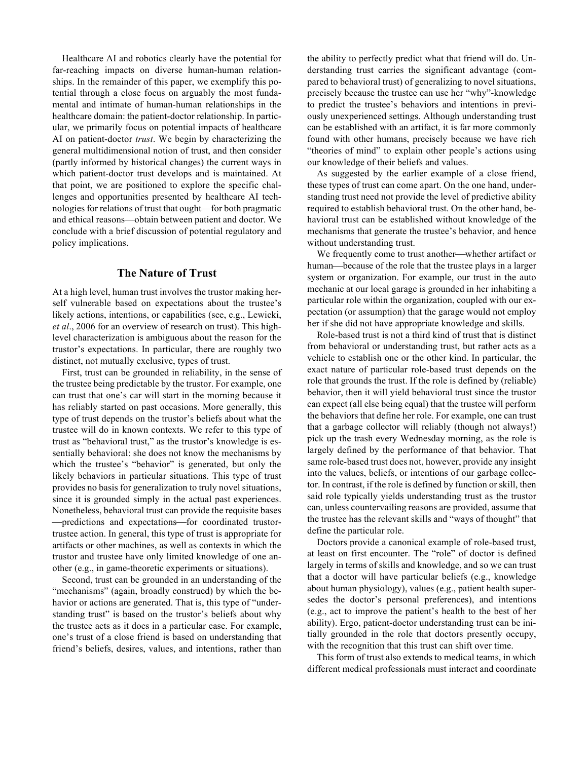Healthcare AI and robotics clearly have the potential for far-reaching impacts on diverse human-human relationships. In the remainder of this paper, we exemplify this potential through a close focus on arguably the most fundamental and intimate of human-human relationships in the healthcare domain: the patient-doctor relationship. In particular, we primarily focus on potential impacts of healthcare AI on patient-doctor *trust*. We begin by characterizing the general multidimensional notion of trust, and then consider (partly informed by historical changes) the current ways in which patient-doctor trust develops and is maintained. At that point, we are positioned to explore the specific challenges and opportunities presented by healthcare AI technologies for relations of trust that ought—for both pragmatic and ethical reasons—obtain between patient and doctor. We conclude with a brief discussion of potential regulatory and policy implications.

## The Nature of Trust

At a high level, human trust involves the trustor making herself vulnerable based on expectations about the trustee's likely actions, intentions, or capabilities (see, e.g., Lewicki, *et al*., 2006 for an overview of research on trust). This high-level characterization is ambiguous about the reason for the trustor's expectations. In particular, there are roughly two distinct, not mutually exclusive, types of trust.

First, trust can be grounded in reliability, in the sense of the trustee being predictable by the trustor. For example, one can trust that one's car will start in the morning because it has reliably started on past occasions. More generally, this type of trust depends on the trustor's beliefs about what the trustee will do in known contexts. We refer to this type of trust as "behavioral trust," as the trustor's knowledge is essentially behavioral: she does not know the mechanisms by which the trustee's "behavior" is generated, but only the likely behaviors in particular situations. This type of trust provides no basis for generalization to truly novel situations, since it is grounded simply in the actual past experiences. Nonetheless, behavioral trust can provide the requisite bases—predictions and expectations—for coordinated trustor-trustee action. In general, this type of trust is appropriate for artifacts or other machines, as well as contexts in which the trustor and trustee have only limited knowledge of one another (e.g., in game-theoretic experiments or situations).

Second, trust can be grounded in an understanding of the "mechanisms" (again, broadly construed) by which the behavior or actions are generated. That is, this type of "understanding trust" is based on the trustor's beliefs about why the trustee acts as it does in a particular case. For example, one's trust of a close friend is based on understanding that friend's beliefs, desires, values, and intentions, rather than the ability to perfectly predict what that friend will do. Understanding trust carries the significant advantage (compared to behavioral trust) of generalizing to novel situations, precisely because the trustee can use her "why"-knowledge to predict the trustee's behaviors and intentions in previously unexperienced settings. Although understanding trust can be established with an artifact, it is far more commonly found with other humans, precisely because we have rich "theories of mind" to explain other people's actions using our knowledge of their beliefs and values.

As suggested by the earlier example of a close friend, these types of trust can come apart. On the one hand, understanding trust need not provide the level of predictive ability required to establish behavioral trust. On the other hand, behavioral trust can be established without knowledge of the mechanisms that generate the trustee's behavior, and hence without understanding trust.

We frequently come to trust another—whether artifact or human—because of the role that the trustee plays in a larger system or organization. For example, our trust in the auto mechanic at our local garage is grounded in her inhabiting a particular role within the organization, coupled with our expectation (or assumption) that the garage would not employ her if she did not have appropriate knowledge and skills.

Role-based trust is not a third kind of trust that is distinct from behavioral or understanding trust, but rather acts as a vehicle to establish one or the other kind. In particular, the exact nature of particular role-based trust depends on the role that grounds the trust. If the role is defined by (reliable) behavior, then it will yield behavioral trust since the trustor can expect (all else being equal) that the trustee will perform the behaviors that define her role. For example, one can trust that a garbage collector will reliably (though not always!) pick up the trash every Wednesday morning, as the role is largely defined by the performance of that behavior. That same role-based trust does not, however, provide any insight into the values, beliefs, or intentions of our garbage collector. In contrast, if the role is defined by function or skill, then said role typically yields understanding trust as the trustor can, unless countervailing reasons are provided, assume that the trustee has the relevant skills and "ways of thought" that define the particular role.

Doctors provide a canonical example of role-based trust, at least on first encounter. The "role" of doctor is defined largely in terms of skills and knowledge, and so we can trust that a doctor will have particular beliefs (e.g., knowledge about human physiology), values (e.g., patient health supersedes the doctor's personal preferences), and intentions (e.g., act to improve the patient's health to the best of her ability). Ergo, patient-doctor understanding trust can be initially grounded in the role that doctors presently occupy, with the recognition that this trust can shift over time.

This form of trust also extends to medical teams, in which different medical professionals must interact and coordinate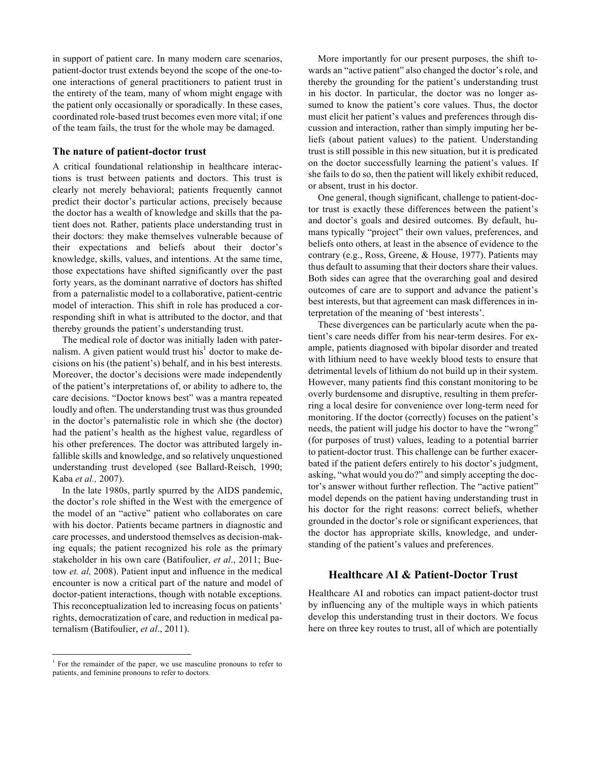in support of patient care. In many modern care scenarios, patient-doctor trust extends beyond the scope of the one-to-one interactions of general practitioners to patient trust in the entirety of the team, many of whom might engage with the patient only occasionally or sporadically. In these cases, coordinated role-based trust becomes even more vital; if one of the team fails, the trust for the whole may be damaged.

### The nature of patient-doctor trust

A critical foundational relationship in healthcare interactions is trust between patients and doctors. This trust is clearly not merely behavioral; patients frequently cannot predict their doctor's particular actions, precisely because the doctor has a wealth of knowledge and skills that the patient does not. Rather, patients place understanding trust in their doctors: they make themselves vulnerable because of their expectations and beliefs about their doctor's knowledge, skills, values, and intentions. At the same time, those expectations have shifted significantly over the past forty years, as the dominant narrative of doctors has shifted from a paternalistic model to a collaborative, patient-centric model of interaction. This shift in role has produced a corresponding shift in what is attributed to the doctor, and that thereby grounds the patient's understanding trust.

The medical role of doctor was initially laden with paternalism. A given patient would trust his[1] doctor to make decisions on his (the patient's) behalf, and in his best interests. Moreover, the doctor's decisions were made independently of the patient's interpretations of, or ability to adhere to, the care decisions. "Doctor knows best" was a mantra repeated loudly and often. The understanding trust was thus grounded in the doctor's paternalistic role in which she (the doctor) had the patient's health as the highest value, regardless of his other preferences. The doctor was attributed largely infallible skills and knowledge, and so relatively unquestioned understanding trust developed (see Ballard-Reisch, 1990; Kaba *et al.,* 2007).

In the late 1980s, partly spurred by the AIDS pandemic, the doctor's role shifted in the West with the emergence of the model of an "active" patient who collaborates on care with his doctor. Patients became partners in diagnostic and care processes, and understood themselves as decision-making equals; the patient recognized his role as the primary stakeholder in his own care (Batifoulier, *et al*., 2011; Buetow *et. al,* 2008). Patient input and influence in the medical encounter is now a critical part of the nature and model of doctor-patient interactions, though with notable exceptions. This reconceptualization led to increasing focus on patients' rights, democratization of care, and reduction in medical paternalism (Batifoulier, *et al*., 2011).

More importantly for our present purposes, the shift towards an "active patient" also changed the doctor's role, and thereby the grounding for the patient's understanding trust in his doctor. In particular, the doctor was no longer assumed to know the patient's core values. Thus, the doctor must elicit her patient's values and preferences through discussion and interaction, rather than simply imputing her beliefs (about patient values) to the patient. Understanding trust is still possible in this new situation, but it is predicated on the doctor successfully learning the patient's values. If she fails to do so, then the patient will likely exhibit reduced, or absent, trust in his doctor.

One general, though significant, challenge to patient-doctor trust is exactly these differences between the patient's and doctor's goals and desired outcomes. By default, humans typically "project" their own values, preferences, and beliefs onto others, at least in the absence of evidence to the contrary (e.g., Ross, Greene, & House, 1977). Patients may thus default to assuming that their doctors share their values. Both sides can agree that the overarching goal and desired outcomes of care are to support and advance the patient's best interests, but that agreement can mask differences in interpretation of the meaning of 'best interests'.

These divergences can be particularly acute when the patient's care needs differ from his near-term desires. For example, patients diagnosed with bipolar disorder and treated with lithium need to have weekly blood tests to ensure that detrimental levels of lithium do not build up in their system. However, many patients find this constant monitoring to be overly burdensome and disruptive, resulting in them preferring a local desire for convenience over long-term need for monitoring. If the doctor (correctly) focuses on the patient's needs, the patient will judge his doctor to have the "wrong" (for purposes of trust) values, leading to a potential barrier to patient-doctor trust. This challenge can be further exacerbated if the patient defers entirely to his doctor's judgment, asking, "what would you do?" and simply accepting the doctor's answer without further reflection. The "active patient" model depends on the patient having understanding trust in his doctor for the right reasons: correct beliefs, whether grounded in the doctor's role or significant experiences, that the doctor has appropriate skills, knowledge, and understanding of the patient's values and preferences.

## Healthcare AI & Patient-Doctor Trust

Healthcare AI and robotics can impact patient-doctor trust by influencing any of the multiple ways in which patients develop this understanding trust in their doctors. We focus here on three key routes to trust, all of which are potentially

[1] For the remainder of the paper, we use masculine pronouns to refer to patients, and feminine pronouns to refer to doctors.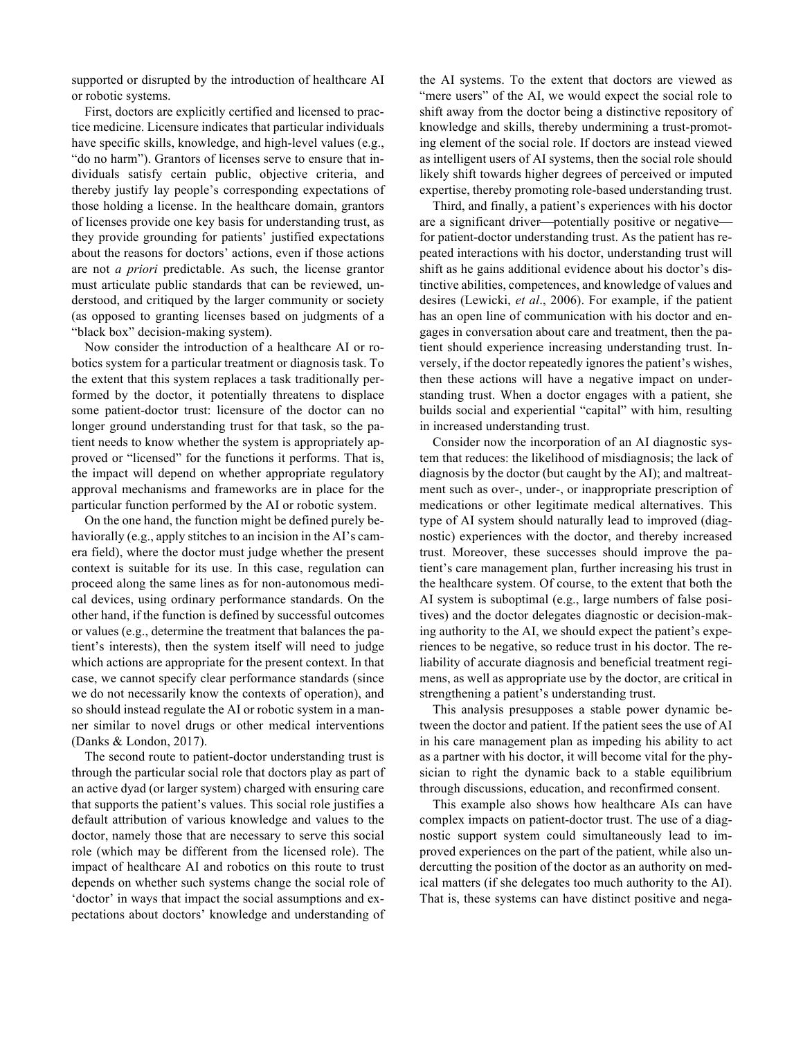supported or disrupted by the introduction of healthcare AI or robotic systems.

First, doctors are explicitly certified and licensed to practice medicine. Licensure indicates that particular individuals have specific skills, knowledge, and high-level values (e.g., "do no harm"). Grantors of licenses serve to ensure that individuals satisfy certain public, objective criteria, and thereby justify lay people's corresponding expectations of those holding a license. In the healthcare domain, grantors of licenses provide one key basis for understanding trust, as they provide grounding for patients' justified expectations about the reasons for doctors' actions, even if those actions are not *a priori* predictable. As such, the license grantor must articulate public standards that can be reviewed, understood, and critiqued by the larger community or society (as opposed to granting licenses based on judgments of a "black box" decision-making system).

Now consider the introduction of a healthcare AI or robotics system for a particular treatment or diagnosis task. To the extent that this system replaces a task traditionally performed by the doctor, it potentially threatens to displace some patient-doctor trust: licensure of the doctor can no longer ground understanding trust for that task, so the patient needs to know whether the system is appropriately approved or "licensed" for the functions it performs. That is, the impact will depend on whether appropriate regulatory approval mechanisms and frameworks are in place for the particular function performed by the AI or robotic system.

On the one hand, the function might be defined purely behaviorally (e.g., apply stitches to an incision in the AI's camera field), where the doctor must judge whether the present context is suitable for its use. In this case, regulation can proceed along the same lines as for non-autonomous medical devices, using ordinary performance standards. On the other hand, if the function is defined by successful outcomes or values (e.g., determine the treatment that balances the patient's interests), then the system itself will need to judge which actions are appropriate for the present context. In that case, we cannot specify clear performance standards (since we do not necessarily know the contexts of operation), and so should instead regulate the AI or robotic system in a manner similar to novel drugs or other medical interventions (Danks & London, 2017).

The second route to patient-doctor understanding trust is through the particular social role that doctors play as part of an active dyad (or larger system) charged with ensuring care that supports the patient's values. This social role justifies a default attribution of various knowledge and values to the doctor, namely those that are necessary to serve this social role (which may be different from the licensed role). The impact of healthcare AI and robotics on this route to trust depends on whether such systems change the social role of 'doctor' in ways that impact the social assumptions and expectations about doctors' knowledge and understanding of the AI systems. To the extent that doctors are viewed as "mere users" of the AI, we would expect the social role to shift away from the doctor being a distinctive repository of knowledge and skills, thereby undermining a trust-promoting element of the social role. If doctors are instead viewed as intelligent users of AI systems, then the social role should likely shift towards higher degrees of perceived or imputed expertise, thereby promoting role-based understanding trust.

Third, and finally, a patient's experiences with his doctor are a significant driver—potentially positive or negative—for patient-doctor understanding trust. As the patient has repeated interactions with his doctor, understanding trust will shift as he gains additional evidence about his doctor's distinctive abilities, competences, and knowledge of values and desires (Lewicki, *et al*., 2006). For example, if the patient has an open line of communication with his doctor and engages in conversation about care and treatment, then the patient should experience increasing understanding trust. Inversely, if the doctor repeatedly ignores the patient's wishes, then these actions will have a negative impact on understanding trust. When a doctor engages with a patient, she builds social and experiential "capital" with him, resulting in increased understanding trust.

Consider now the incorporation of an AI diagnostic system that reduces: the likelihood of misdiagnosis; the lack of diagnosis by the doctor (but caught by the AI); and maltreatment such as over-, under-, or inappropriate prescription of medications or other legitimate medical alternatives. This type of AI system should naturally lead to improved (diagnostic) experiences with the doctor, and thereby increased trust. Moreover, these successes should improve the patient's care management plan, further increasing his trust in the healthcare system. Of course, to the extent that both the AI system is suboptimal (e.g., large numbers of false positives) and the doctor delegates diagnostic or decision-making authority to the AI, we should expect the patient's experiences to be negative, so reduce trust in his doctor. The reliability of accurate diagnosis and beneficial treatment regimens, as well as appropriate use by the doctor, are critical in strengthening a patient's understanding trust.

This analysis presupposes a stable power dynamic between the doctor and patient. If the patient sees the use of AI in his care management plan as impeding his ability to act as a partner with his doctor, it will become vital for the physician to right the dynamic back to a stable equilibrium through discussions, education, and reconfirmed consent.

This example also shows how healthcare AIs can have complex impacts on patient-doctor trust. The use of a diagnostic support system could simultaneously lead to improved experiences on the part of the patient, while also undercutting the position of the doctor as an authority on medical matters (if she delegates too much authority to the AI). That is, these systems can have distinct positive and nega-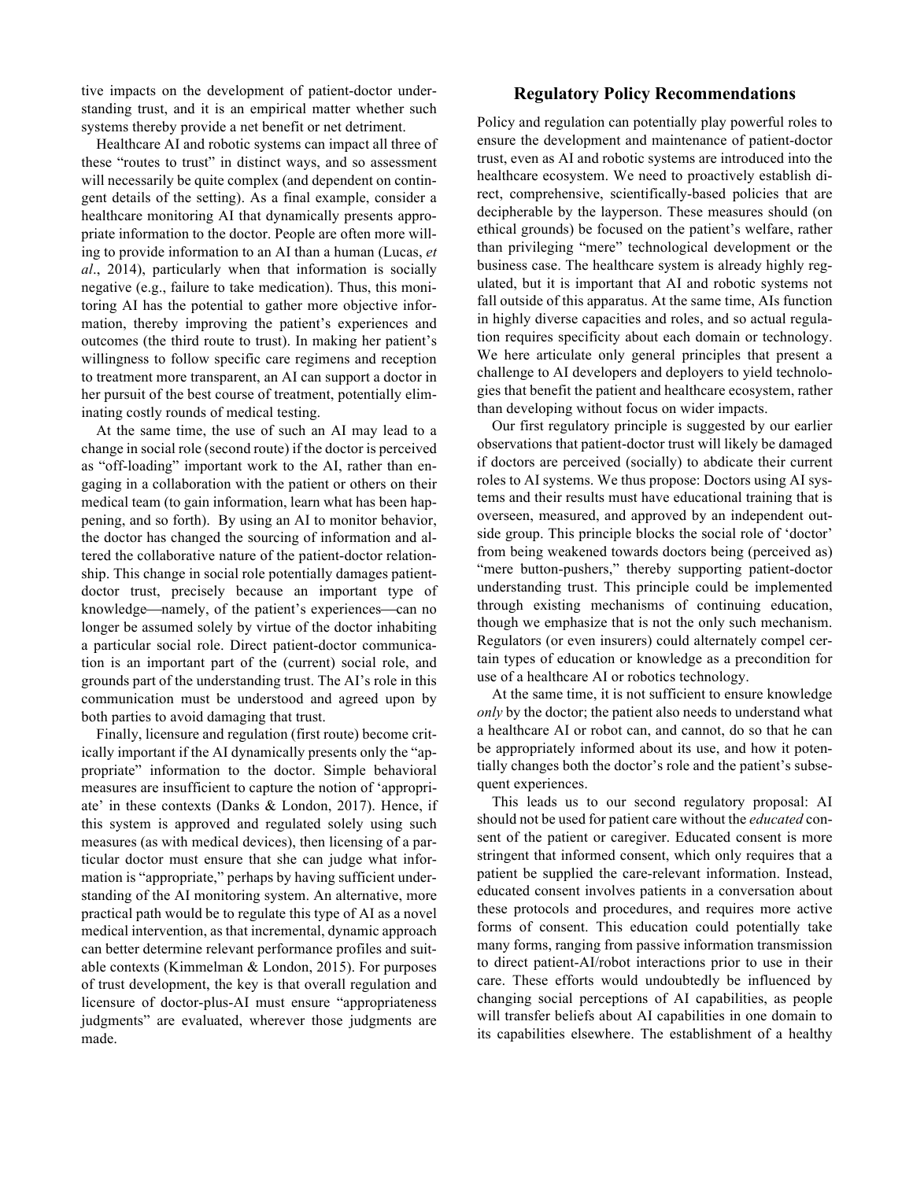tive impacts on the development of patient-doctor understanding trust, and it is an empirical matter whether such systems thereby provide a net benefit or net detriment.

Healthcare AI and robotic systems can impact all three of these "routes to trust" in distinct ways, and so assessment will necessarily be quite complex (and dependent on contingent details of the setting). As a final example, consider a healthcare monitoring AI that dynamically presents appropriate information to the doctor. People are often more willing to provide information to an AI than a human (Lucas, *et al*., 2014), particularly when that information is socially negative (e.g., failure to take medication). Thus, this monitoring AI has the potential to gather more objective information, thereby improving the patient's experiences and outcomes (the third route to trust). In making her patient's willingness to follow specific care regimens and reception to treatment more transparent, an AI can support a doctor in her pursuit of the best course of treatment, potentially eliminating costly rounds of medical testing.

At the same time, the use of such an AI may lead to a change in social role (second route) if the doctor is perceived as "off-loading" important work to the AI, rather than engaging in a collaboration with the patient or others on their medical team (to gain information, learn what has been happening, and so forth). By using an AI to monitor behavior, the doctor has changed the sourcing of information and altered the collaborative nature of the patient-doctor relationship. This change in social role potentially damages patient-doctor trust, precisely because an important type of knowledge—namely, of the patient's experiences—can no longer be assumed solely by virtue of the doctor inhabiting a particular social role. Direct patient-doctor communication is an important part of the (current) social role, and grounds part of the understanding trust. The AI's role in this communication must be understood and agreed upon by both parties to avoid damaging that trust.

Finally, licensure and regulation (first route) become critically important if the AI dynamically presents only the "appropriate" information to the doctor. Simple behavioral measures are insufficient to capture the notion of 'appropriate' in these contexts (Danks & London, 2017). Hence, if this system is approved and regulated solely using such measures (as with medical devices), then licensing of a particular doctor must ensure that she can judge what information is "appropriate," perhaps by having sufficient understanding of the AI monitoring system. An alternative, more practical path would be to regulate this type of AI as a novel medical intervention, as that incremental, dynamic approach can better determine relevant performance profiles and suitable contexts (Kimmelman & London, 2015). For purposes of trust development, the key is that overall regulation and licensure of doctor-plus-AI must ensure "appropriateness judgments" are evaluated, wherever those judgments are made.

## Regulatory Policy Recommendations

Policy and regulation can potentially play powerful roles to ensure the development and maintenance of patient-doctor trust, even as AI and robotic systems are introduced into the healthcare ecosystem. We need to proactively establish direct, comprehensive, scientifically-based policies that are decipherable by the layperson. These measures should (on ethical grounds) be focused on the patient's welfare, rather than privileging "mere" technological development or the business case. The healthcare system is already highly regulated, but it is important that AI and robotic systems not fall outside of this apparatus. At the same time, AIs function in highly diverse capacities and roles, and so actual regulation requires specificity about each domain or technology. We here articulate only general principles that present a challenge to AI developers and deployers to yield technologies that benefit the patient and healthcare ecosystem, rather than developing without focus on wider impacts.

Our first regulatory principle is suggested by our earlier observations that patient-doctor trust will likely be damaged if doctors are perceived (socially) to abdicate their current roles to AI systems. We thus propose: Doctors using AI systems and their results must have educational training that is overseen, measured, and approved by an independent outside group. This principle blocks the social role of 'doctor' from being weakened towards doctors being (perceived as) "mere button-pushers," thereby supporting patient-doctor understanding trust. This principle could be implemented through existing mechanisms of continuing education, though we emphasize that is not the only such mechanism. Regulators (or even insurers) could alternately compel certain types of education or knowledge as a precondition for use of a healthcare AI or robotics technology.

At the same time, it is not sufficient to ensure knowledge *only* by the doctor; the patient also needs to understand what a healthcare AI or robot can, and cannot, do so that he can be appropriately informed about its use, and how it potentially changes both the doctor's role and the patient's subsequent experiences.

This leads us to our second regulatory proposal: AI should not be used for patient care without the *educated* consent of the patient or caregiver. Educated consent is more stringent that informed consent, which only requires that a patient be supplied the care-relevant information. Instead, educated consent involves patients in a conversation about these protocols and procedures, and requires more active forms of consent. This education could potentially take many forms, ranging from passive information transmission to direct patient-AI/robot interactions prior to use in their care. These efforts would undoubtedly be influenced by changing social perceptions of AI capabilities, as people will transfer beliefs about AI capabilities in one domain to its capabilities elsewhere. The establishment of a healthy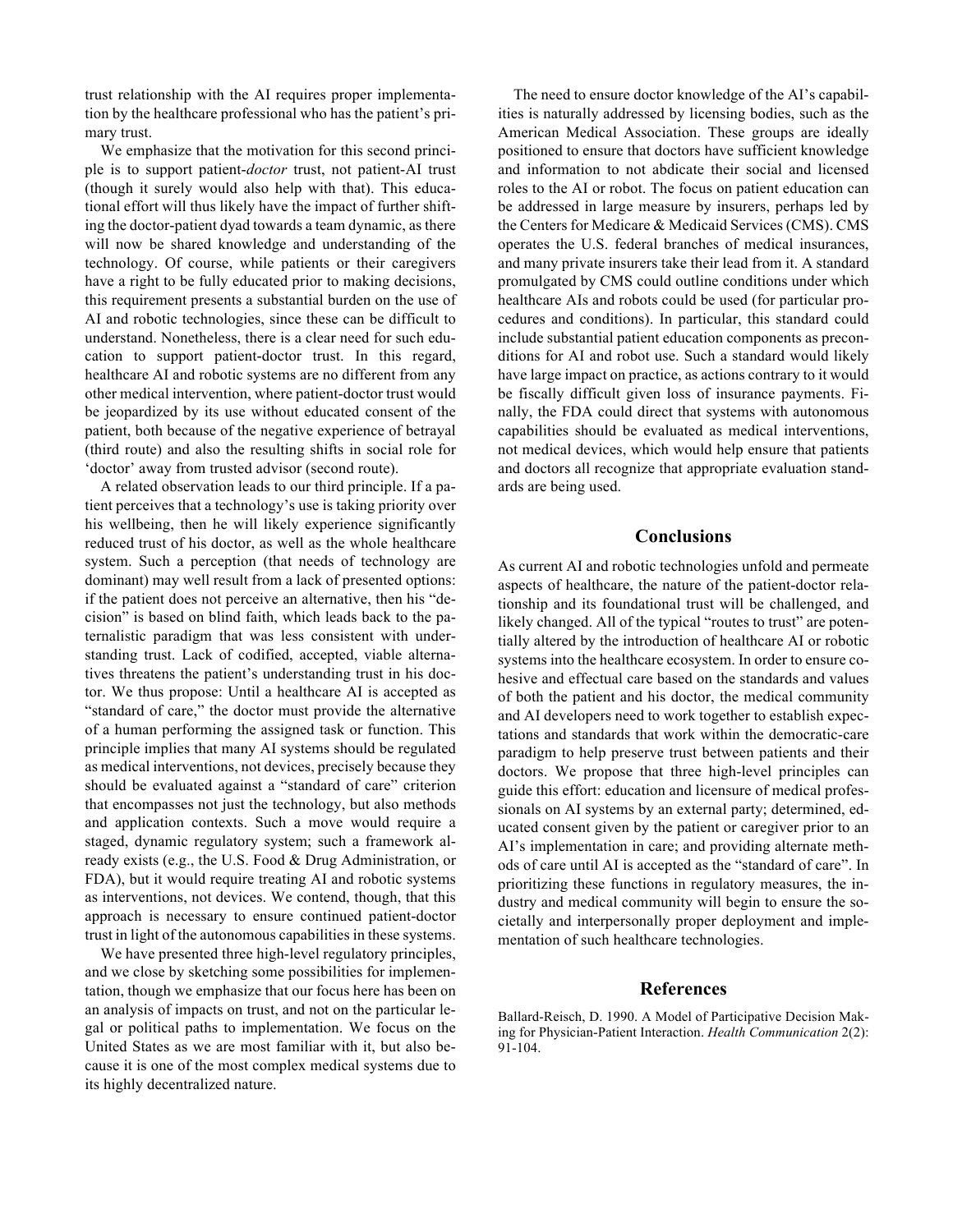trust relationship with the AI requires proper implementation by the healthcare professional who has the patient's primary trust.

We emphasize that the motivation for this second principle is to support patient-*doctor* trust, not patient-AI trust (though it surely would also help with that). This educational effort will thus likely have the impact of further shifting the doctor-patient dyad towards a team dynamic, as there will now be shared knowledge and understanding of the technology. Of course, while patients or their caregivers have a right to be fully educated prior to making decisions, this requirement presents a substantial burden on the use of AI and robotic technologies, since these can be difficult to understand. Nonetheless, there is a clear need for such education to support patient-doctor trust. In this regard, healthcare AI and robotic systems are no different from any other medical intervention, where patient-doctor trust would be jeopardized by its use without educated consent of the patient, both because of the negative experience of betrayal (third route) and also the resulting shifts in social role for 'doctor' away from trusted advisor (second route).

A related observation leads to our third principle. If a patient perceives that a technology's use is taking priority over his wellbeing, then he will likely experience significantly reduced trust of his doctor, as well as the whole healthcare system. Such a perception (that needs of technology are dominant) may well result from a lack of presented options: if the patient does not perceive an alternative, then his "decision" is based on blind faith, which leads back to the paternalistic paradigm that was less consistent with understanding trust. Lack of codified, accepted, viable alternatives threatens the patient's understanding trust in his doctor. We thus propose: Until a healthcare AI is accepted as "standard of care," the doctor must provide the alternative of a human performing the assigned task or function. This principle implies that many AI systems should be regulated as medical interventions, not devices, precisely because they should be evaluated against a "standard of care" criterion that encompasses not just the technology, but also methods and application contexts. Such a move would require a staged, dynamic regulatory system; such a framework already exists (e.g., the U.S. Food & Drug Administration, or FDA), but it would require treating AI and robotic systems as interventions, not devices. We contend, though, that this approach is necessary to ensure continued patient-doctor trust in light of the autonomous capabilities in these systems.

We have presented three high-level regulatory principles, and we close by sketching some possibilities for implementation, though we emphasize that our focus here has been on an analysis of impacts on trust, and not on the particular legal or political paths to implementation. We focus on the United States as we are most familiar with it, but also because it is one of the most complex medical systems due to its highly decentralized nature.

The need to ensure doctor knowledge of the AI's capabilities is naturally addressed by licensing bodies, such as the American Medical Association. These groups are ideally positioned to ensure that doctors have sufficient knowledge and information to not abdicate their social and licensed roles to the AI or robot. The focus on patient education can be addressed in large measure by insurers, perhaps led by the Centers for Medicare & Medicaid Services (CMS). CMS operates the U.S. federal branches of medical insurances, and many private insurers take their lead from it. A standard promulgated by CMS could outline conditions under which healthcare AIs and robots could be used (for particular procedures and conditions). In particular, this standard could include substantial patient education components as preconditions for AI and robot use. Such a standard would likely have large impact on practice, as actions contrary to it would be fiscally difficult given loss of insurance payments. Finally, the FDA could direct that systems with autonomous capabilities should be evaluated as medical interventions, not medical devices, which would help ensure that patients and doctors all recognize that appropriate evaluation standards are being used.

## Conclusions

As current AI and robotic technologies unfold and permeate aspects of healthcare, the nature of the patient-doctor relationship and its foundational trust will be challenged, and likely changed. All of the typical "routes to trust" are potentially altered by the introduction of healthcare AI or robotic systems into the healthcare ecosystem. In order to ensure cohesive and effectual care based on the standards and values of both the patient and his doctor, the medical community and AI developers need to work together to establish expectations and standards that work within the democratic-care paradigm to help preserve trust between patients and their doctors. We propose that three high-level principles can guide this effort: education and licensure of medical professionals on AI systems by an external party; determined, educated consent given by the patient or caregiver prior to an AI's implementation in care; and providing alternate methods of care until AI is accepted as the "standard of care". In prioritizing these functions in regulatory measures, the industry and medical community will begin to ensure the societally and interpersonally proper deployment and implementation of such healthcare technologies.

## References

Ballard-Reisch, D. 1990. A Model of Participative Decision Making for Physician-Patient Interaction. *Health Communication* 2(2): 91-104.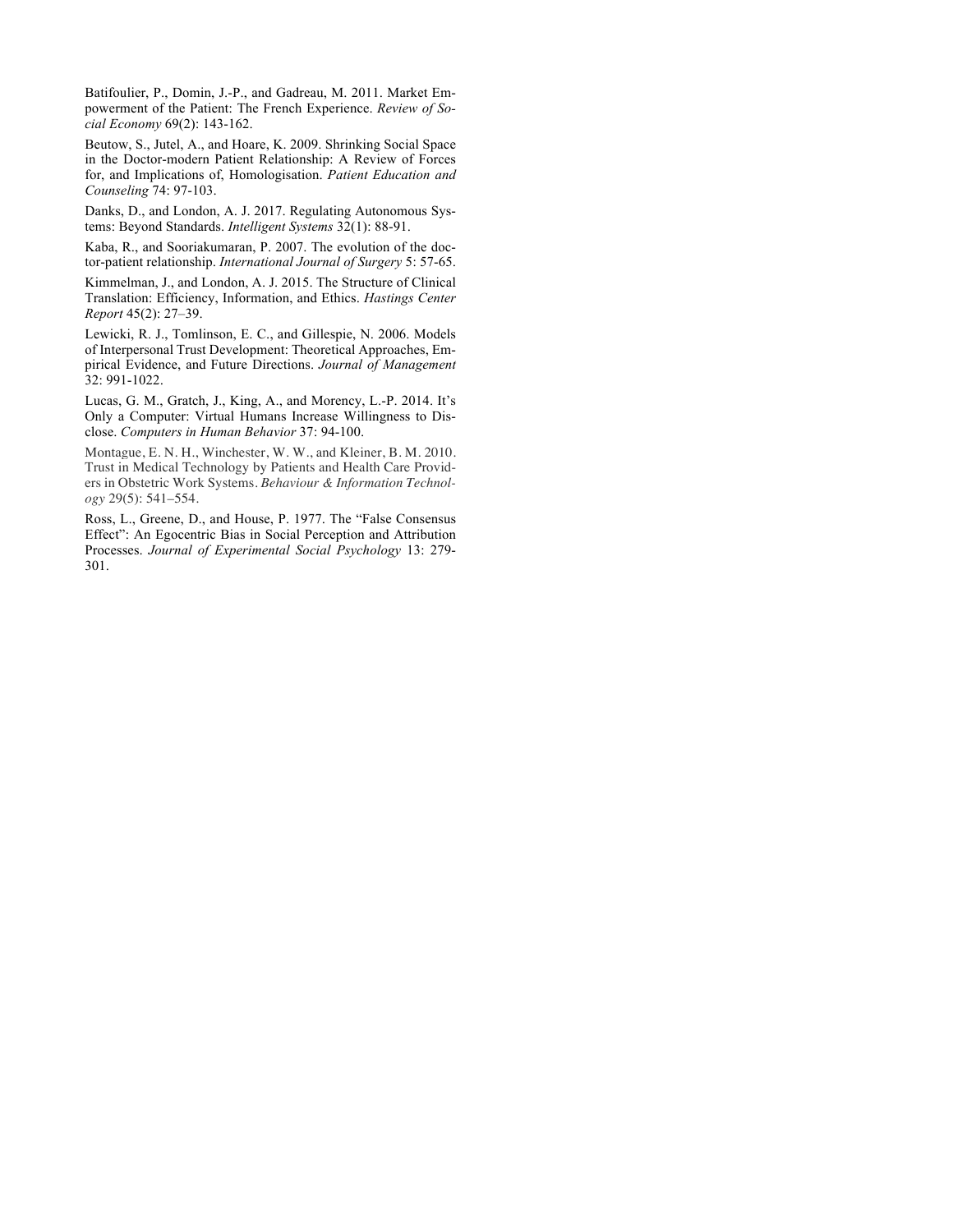Batifoulier, P., Domin, J.-P., and Gadreau, M. 2011. Market Empowerment of the Patient: The French Experience. *Review of Social Economy* 69(2): 143-162.

Beutow, S., Jutel, A., and Hoare, K. 2009. Shrinking Social Space in the Doctor-modern Patient Relationship: A Review of Forces for, and Implications of, Homologisation. *Patient Education and Counseling* 74: 97-103.

Danks, D., and London, A. J. 2017. Regulating Autonomous Systems: Beyond Standards. *Intelligent Systems* 32(1): 88-91.

Kaba, R., and Sooriakumaran, P. 2007. The evolution of the doctor-patient relationship. *International Journal of Surgery* 5: 57-65.

Kimmelman, J., and London, A. J. 2015. The Structure of Clinical Translation: Efficiency, Information, and Ethics. *Hastings Center Report* 45(2): 27–39.

Lewicki, R. J., Tomlinson, E. C., and Gillespie, N. 2006. Models of Interpersonal Trust Development: Theoretical Approaches, Empirical Evidence, and Future Directions. *Journal of Management* 32: 991-1022.

Lucas, G. M., Gratch, J., King, A., and Morency, L.-P. 2014. It's Only a Computer: Virtual Humans Increase Willingness to Disclose. *Computers in Human Behavior* 37: 94-100.

Montague, E. N. H., Winchester, W. W., and Kleiner, B. M. 2010. Trust in Medical Technology by Patients and Health Care Providers in Obstetric Work Systems. *Behaviour & Information Technology* 29(5): 541–554.

Ross, L., Greene, D., and House, P. 1977. The "False Consensus Effect": An Egocentric Bias in Social Perception and Attribution Processes. *Journal of Experimental Social Psychology* 13: 279-301.